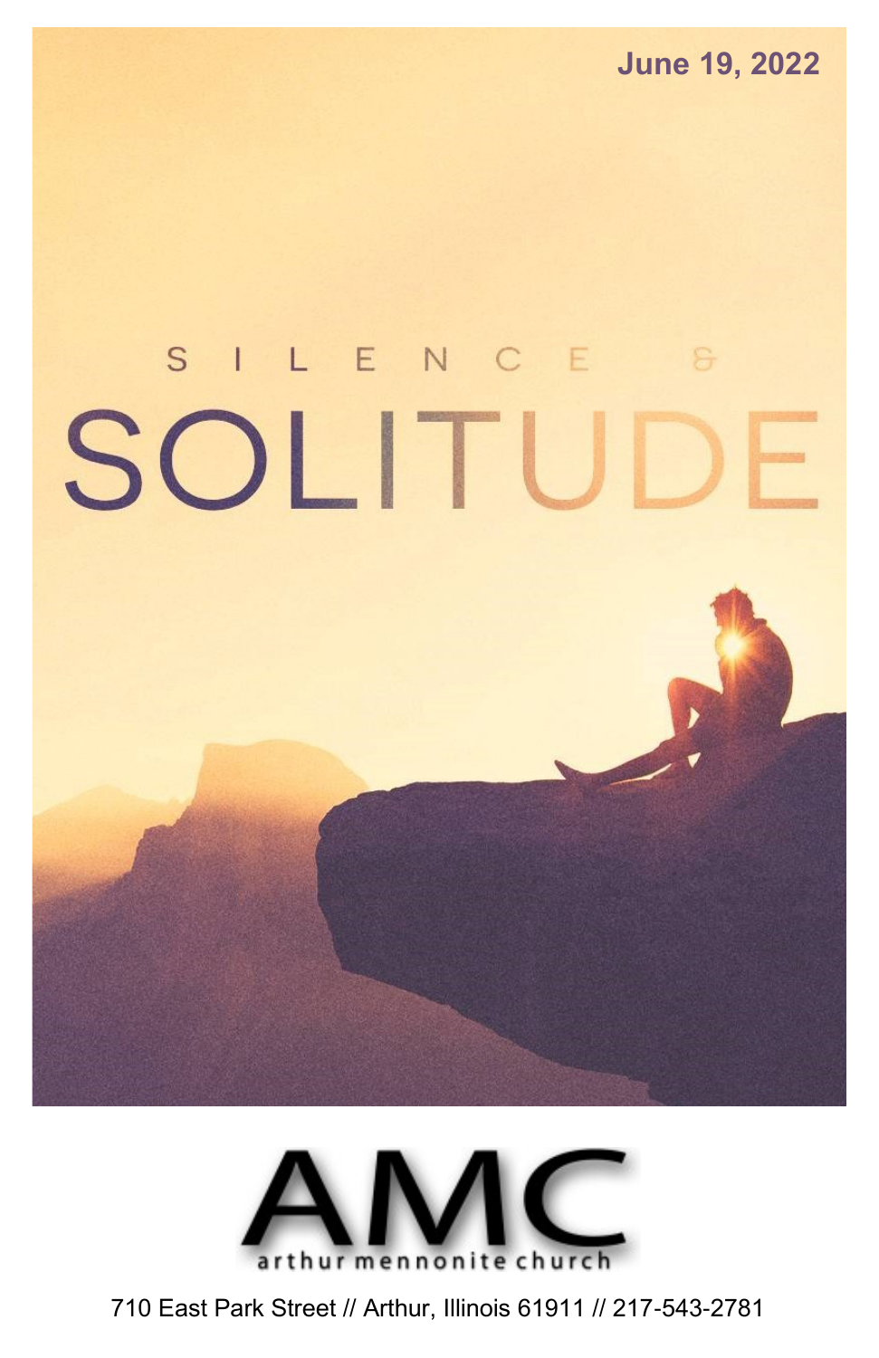June 19, 2022

# SILENCE & SOLITUDE

# AMC

arthur mennonite church

710 East Park Street // Arthur, Illinois 61911 // 217-543-2781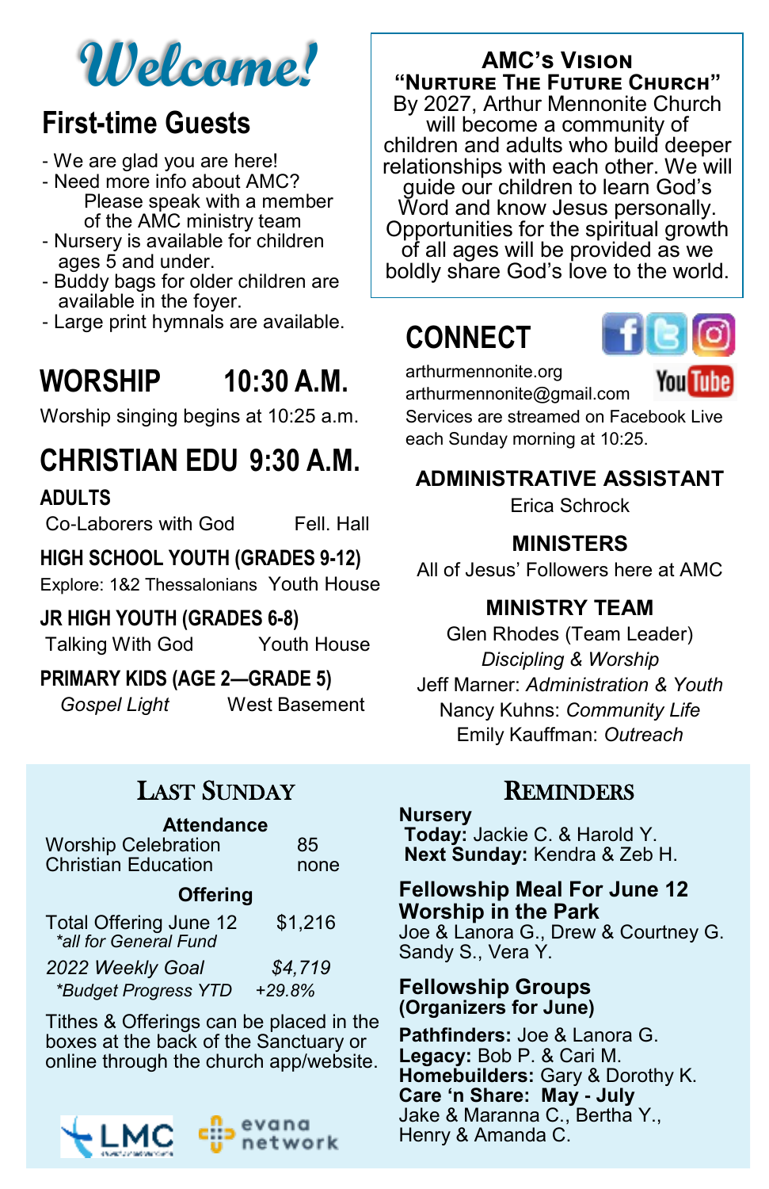# Welcome!

## First-time Guests

- We are glad you are here!
- Need more info about AMC? Please speak with a member of the AMC ministry team
- Nursery is available for children ages 5 and under.
- Buddy bags for older children are available in the foyer.
- Large print hymnals are available.

## WORSHIP 10:30 A.M.

Worship singing begins at 10:25 a.m.

## CHRISTIAN EDU 9:30 A.M.

**ADULTS**

Co-Laborers with God — Fell. Hall

**HIGH SCHOOL YOUTH (GRADES 9-12)**

Explore: 1&2 Thessalonians — Youth House

**JR HIGH YOUTH (GRADES 6-8)**

Talking With God — Youth House

**PRIMARY KIDS (AGE 2—GRADE 5)**

*Gospel Light* — West Basement

## AMC's Vision

**"Nurture The Future Church"**

By 2027, Arthur Mennonite Church will become a community of children and adults who build deeper relationships with each other. We will guide our children to learn God's Word and know Jesus personally. Opportunities for the spiritual growth of all ages will be provided as we boldly share God's love to the world.

## CONNECT

arthurmennonite.org
arthurmennonite@gmail.com
Services are streamed on Facebook Live each Sunday morning at 10:25.

### ADMINISTRATIVE ASSISTANT

Erica Schrock

### MINISTERS

All of Jesus' Followers here at AMC

### MINISTRY TEAM

Glen Rhodes (Team Leader)
*Discipling & Worship*
Jeff Marner: *Administration & Youth*
Nancy Kuhns: *Community Life*
Emily Kauffman: *Outreach*

## Last Sunday

**Attendance**

| | |
|---|---|
| Worship Celebration | 85 |
| Christian Education | none |

**Offering**

| | |
|---|---|
| Total Offering June 12<br>*all for General Fund* | $1,216 |
| *2022 Weekly Goal* | *$4,719* |
| *\*Budget Progress YTD* | *+29.8%* |

Tithes & Offerings can be placed in the boxes at the back of the Sanctuary or online through the church app/website.

## Reminders

**Nursery**
**Today:** Jackie C. & Harold Y.
**Next Sunday:** Kendra & Zeb H.

**Fellowship Meal For June 12**
**Worship in the Park**
Joe & Lanora G., Drew & Courtney G.
Sandy S., Vera Y.

**Fellowship Groups**
**(Organizers for June)**

**Pathfinders:** Joe & Lanora G.
**Legacy:** Bob P. & Cari M.
**Homebuilders:** Gary & Dorothy K.
**Care 'n Share: May - July**
Jake & Maranna C., Bertha Y.,
Henry & Amanda C.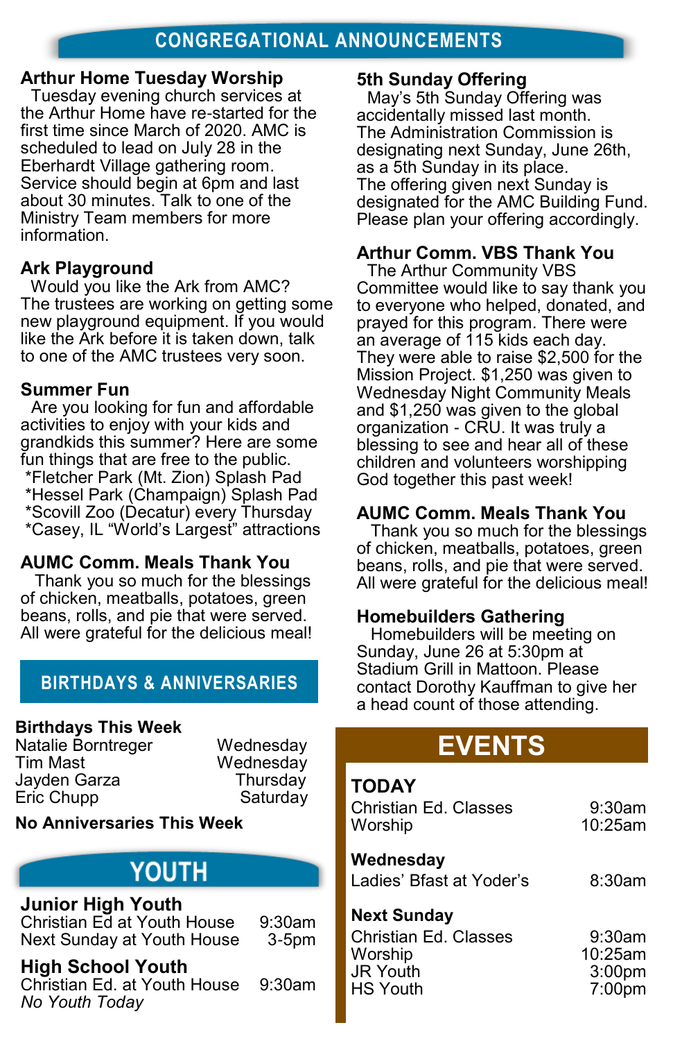# CONGREGATIONAL ANNOUNCEMENTS

### Arthur Home Tuesday Worship

Tuesday evening church services at the Arthur Home have re-started for the first time since March of 2020. AMC is scheduled to lead on July 28 in the Eberhardt Village gathering room. Service should begin at 6pm and last about 30 minutes. Talk to one of the Ministry Team members for more information.

### Ark Playground

Would you like the Ark from AMC? The trustees are working on getting some new playground equipment. If you would like the Ark before it is taken down, talk to one of the AMC trustees very soon.

### Summer Fun

Are you looking for fun and affordable activities to enjoy with your kids and grandkids this summer? Here are some fun things that are free to the public.

*Fletcher Park (Mt. Zion) Splash Pad
*Hessel Park (Champaign) Splash Pad
*Scovill Zoo (Decatur) every Thursday
*Casey, IL "World's Largest" attractions

### AUMC Comm. Meals Thank You

Thank you so much for the blessings of chicken, meatballs, potatoes, green beans, rolls, and pie that were served. All were grateful for the delicious meal!

## BIRTHDAYS & ANNIVERSARIES

**Birthdays This Week**

| | |
|---|---|
| Natalie Borntreger | Wednesday |
| Tim Mast | Wednesday |
| Jayden Garza | Thursday |
| Eric Chupp | Saturday |

**No Anniversaries This Week**

## YOUTH

### Junior High Youth

| | |
|---|---|
| Christian Ed at Youth House | 9:30am |
| Next Sunday at Youth House | 3-5pm |

### High School Youth

| | |
|---|---|
| Christian Ed. at Youth House | 9:30am |

*No Youth Today*

### 5th Sunday Offering

May's 5th Sunday Offering was accidentally missed last month. The Administration Commission is designating next Sunday, June 26th, as a 5th Sunday in its place. The offering given next Sunday is designated for the AMC Building Fund. Please plan your offering accordingly.

### Arthur Comm. VBS Thank You

The Arthur Community VBS Committee would like to say thank you to everyone who helped, donated, and prayed for this program. There were an average of 115 kids each day. They were able to raise $2,500 for the Mission Project. $1,250 was given to Wednesday Night Community Meals and $1,250 was given to the global organization - CRU. It was truly a blessing to see and hear all of these children and volunteers worshipping God together this past week!

### AUMC Comm. Meals Thank You

Thank you so much for the blessings of chicken, meatballs, potatoes, green beans, rolls, and pie that were served. All were grateful for the delicious meal!

### Homebuilders Gathering

Homebuilders will be meeting on Sunday, June 26 at 5:30pm at Stadium Grill in Mattoon. Please contact Dorothy Kauffman to give her a head count of those attending.

## EVENTS

### TODAY

| | |
|---|---|
| Christian Ed. Classes | 9:30am |
| Worship | 10:25am |

### Wednesday

| | |
|---|---|
| Ladies' Bfast at Yoder's | 8:30am |

### Next Sunday

| | |
|---|---|
| Christian Ed. Classes | 9:30am |
| Worship | 10:25am |
| JR Youth | 3:00pm |
| HS Youth | 7:00pm |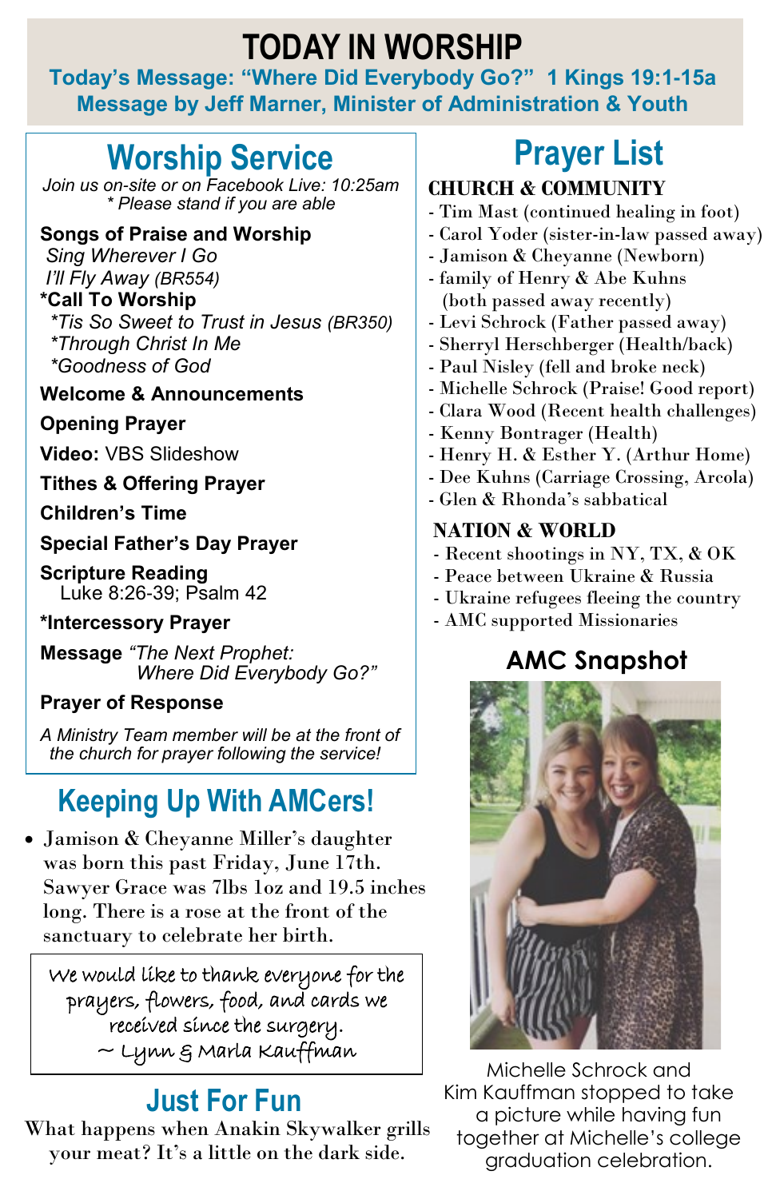# TODAY IN WORSHIP

**Today's Message: "Where Did Everybody Go?" 1 Kings 19:1-15a**
**Message by Jeff Marner, Minister of Administration & Youth**

## Worship Service

*Join us on-site or on Facebook Live: 10:25am*
*\* Please stand if you are able*

**Songs of Praise and Worship**
*Sing Wherever I Go*
*I'll Fly Away (BR554)*

**\*Call To Worship**
*\*Tis So Sweet to Trust in Jesus (BR350)*
*\*Through Christ In Me*
*\*Goodness of God*

**Welcome & Announcements**

**Opening Prayer**

**Video:** VBS Slideshow

**Tithes & Offering Prayer**

**Children's Time**

**Special Father's Day Prayer**

**Scripture Reading**
Luke 8:26-39; Psalm 42

**\*Intercessory Prayer**

**Message** *"The Next Prophet: Where Did Everybody Go?"*

**Prayer of Response**

*A Ministry Team member will be at the front of the church for prayer following the service!*

## Keeping Up With AMCers!

- Jamison & Cheyanne Miller's daughter was born this past Friday, June 17th. Sawyer Grace was 7lbs 1oz and 19.5 inches long. There is a rose at the front of the sanctuary to celebrate her birth.

> We would like to thank everyone for the prayers, flowers, food, and cards we received since the surgery.
> ~ Lynn & Marla Kauffman

## Just For Fun

What happens when Anakin Skywalker grills your meat? It's a little on the dark side.

## Prayer List

### CHURCH & COMMUNITY

- Tim Mast (continued healing in foot)
- Carol Yoder (sister-in-law passed away)
- Jamison & Cheyanne (Newborn)
- family of Henry & Abe Kuhns (both passed away recently)
- Levi Schrock (Father passed away)
- Sherryl Herschberger (Health/back)
- Paul Nisley (fell and broke neck)
- Michelle Schrock (Praise! Good report)
- Clara Wood (Recent health challenges)
- Kenny Bontrager (Health)
- Henry H. & Esther Y. (Arthur Home)
- Dee Kuhns (Carriage Crossing, Arcola)
- Glen & Rhonda's sabbatical

### NATION & WORLD

- Recent shootings in NY, TX, & OK
- Peace between Ukraine & Russia
- Ukraine refugees fleeing the country
- AMC supported Missionaries

## AMC Snapshot

Michelle Schrock and Kim Kauffman stopped to take a picture while having fun together at Michelle's college graduation celebration.